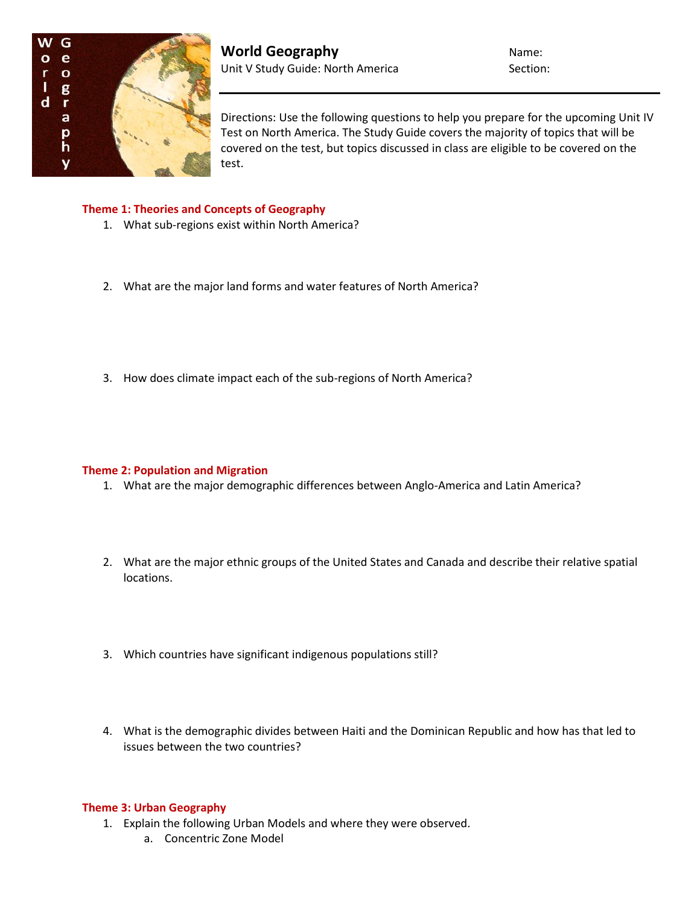# World Geography

Unit V Study Guide: North America

Name:

Section:

---

Directions: Use the following questions to help you prepare for the upcoming Unit IV Test on North America. The Study Guide covers the majority of topics that will be covered on the test, but topics discussed in class are eligible to be covered on the test.

### Theme 1: Theories and Concepts of Geography

1. What sub-regions exist within North America?
2. What are the major land forms and water features of North America?
3. How does climate impact each of the sub-regions of North America?

### Theme 2: Population and Migration

1. What are the major demographic differences between Anglo-America and Latin America?
2. What are the major ethnic groups of the United States and Canada and describe their relative spatial locations.
3. Which countries have significant indigenous populations still?
4. What is the demographic divides between Haiti and the Dominican Republic and how has that led to issues between the two countries?

### Theme 3: Urban Geography

1. Explain the following Urban Models and where they were observed.
   a. Concentric Zone Model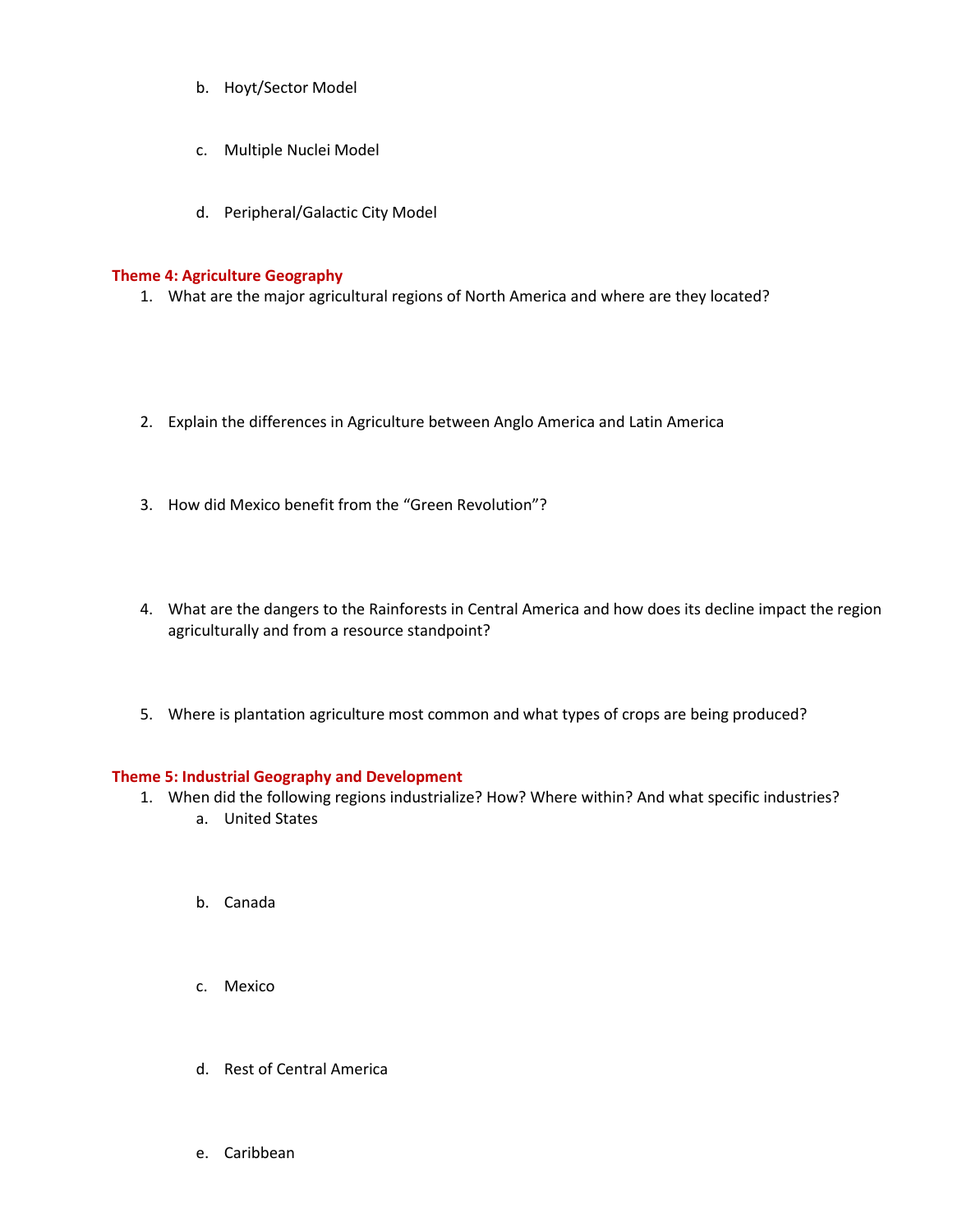b. Hoyt/Sector Model

c. Multiple Nuclei Model

d. Peripheral/Galactic City Model

### Theme 4: Agriculture Geography

1. What are the major agricultural regions of North America and where are they located?

2. Explain the differences in Agriculture between Anglo America and Latin America

3. How did Mexico benefit from the "Green Revolution"?

4. What are the dangers to the Rainforests in Central America and how does its decline impact the region agriculturally and from a resource standpoint?

5. Where is plantation agriculture most common and what types of crops are being produced?

### Theme 5: Industrial Geography and Development

1. When did the following regions industrialize? How? Where within? And what specific industries?
   a. United States

   b. Canada

   c. Mexico

   d. Rest of Central America

   e. Caribbean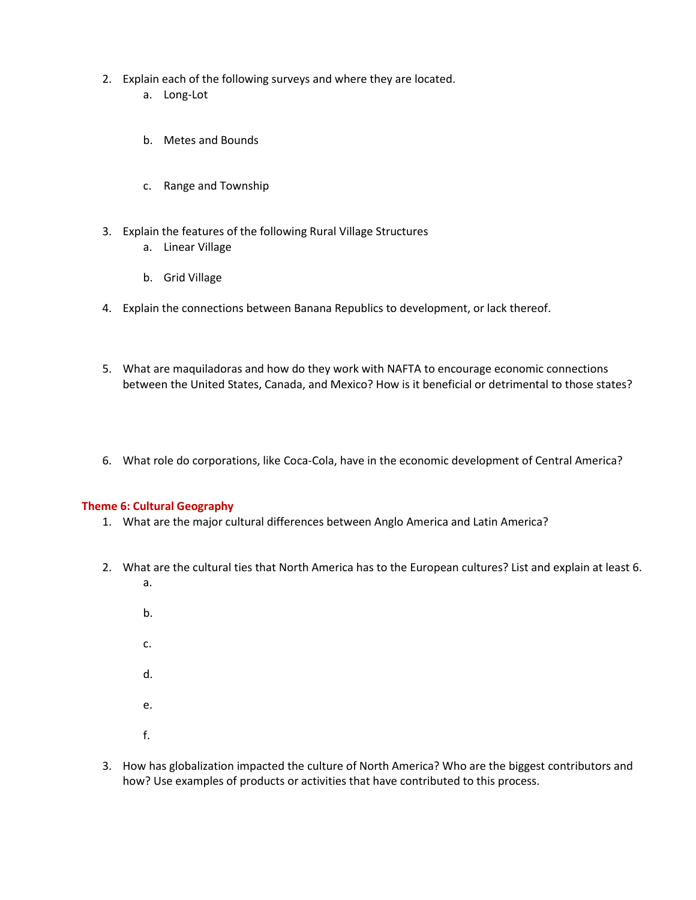2. Explain each of the following surveys and where they are located.
    a. Long-Lot

    b. Metes and Bounds

    c. Range and Township

3. Explain the features of the following Rural Village Structures
    a. Linear Village

    b. Grid Village

4. Explain the connections between Banana Republics to development, or lack thereof.

5. What are maquiladoras and how do they work with NAFTA to encourage economic connections between the United States, Canada, and Mexico? How is it beneficial or detrimental to those states?

6. What role do corporations, like Coca-Cola, have in the economic development of Central America?

**Theme 6: Cultural Geography**

1. What are the major cultural differences between Anglo America and Latin America?

2. What are the cultural ties that North America has to the European cultures? List and explain at least 6.
    a.

    b.

    c.

    d.

    e.

    f.

3. How has globalization impacted the culture of North America? Who are the biggest contributors and how? Use examples of products or activities that have contributed to this process.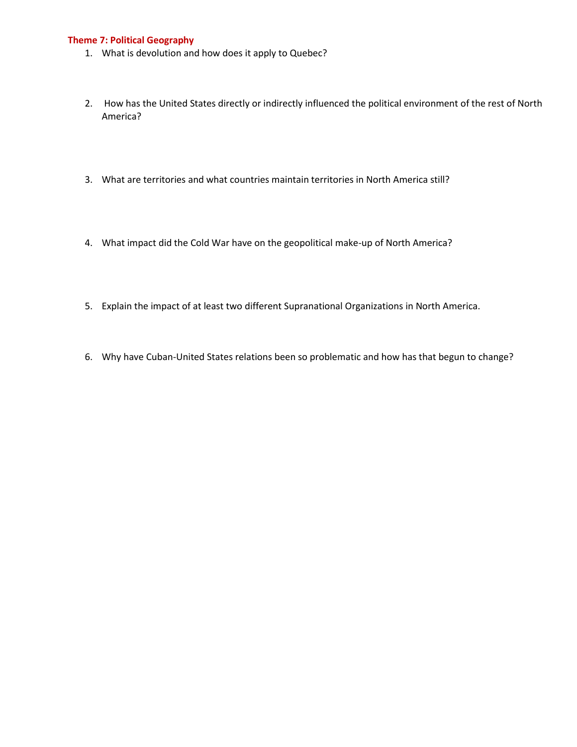## Theme 7: Political Geography

1. What is devolution and how does it apply to Quebec?

2. How has the United States directly or indirectly influenced the political environment of the rest of North America?

3. What are territories and what countries maintain territories in North America still?

4. What impact did the Cold War have on the geopolitical make-up of North America?

5. Explain the impact of at least two different Supranational Organizations in North America.

6. Why have Cuban-United States relations been so problematic and how has that begun to change?